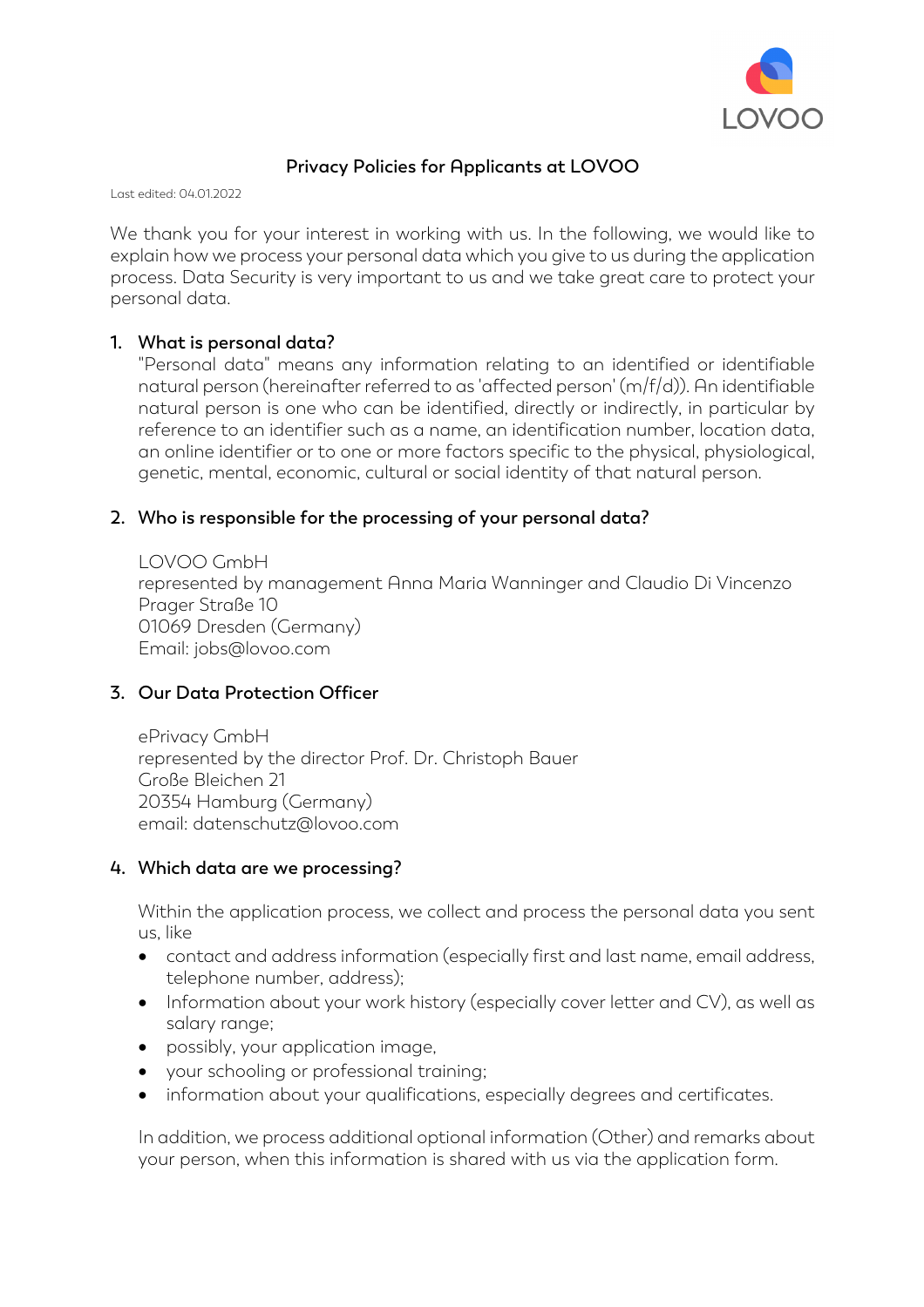# Privacy Policies for Applicants at LOVOO

Last edited: 04.01.2022

We thank you for your interest in working with us. In the following, we would like to explain how we process your personal data which you give to us during the application process. Data Security is very important to us and we take great care to protect your personal data.

## 1. What is personal data?

"Personal data" means any information relating to an identified or identifiable natural person (hereinafter referred to as 'affected person' (m/f/d)). An identifiable natural person is one who can be identified, directly or indirectly, in particular by reference to an identifier such as a name, an identification number, location data, an online identifier or to one or more factors specific to the physical, physiological, genetic, mental, economic, cultural or social identity of that natural person.

## 2. Who is responsible for the processing of your personal data?

LOVOO GmbH
represented by management Anna Maria Wanninger and Claudio Di Vincenzo
Prager Straße 10
01069 Dresden (Germany)
Email: jobs@lovoo.com

## 3. Our Data Protection Officer

ePrivacy GmbH
represented by the director Prof. Dr. Christoph Bauer
Große Bleichen 21
20354 Hamburg (Germany)
email: datenschutz@lovoo.com

## 4. Which data are we processing?

Within the application process, we collect and process the personal data you sent us, like

- contact and address information (especially first and last name, email address, telephone number, address);
- Information about your work history (especially cover letter and CV), as well as salary range;
- possibly, your application image,
- your schooling or professional training;
- information about your qualifications, especially degrees and certificates.

In addition, we process additional optional information (Other) and remarks about your person, when this information is shared with us via the application form.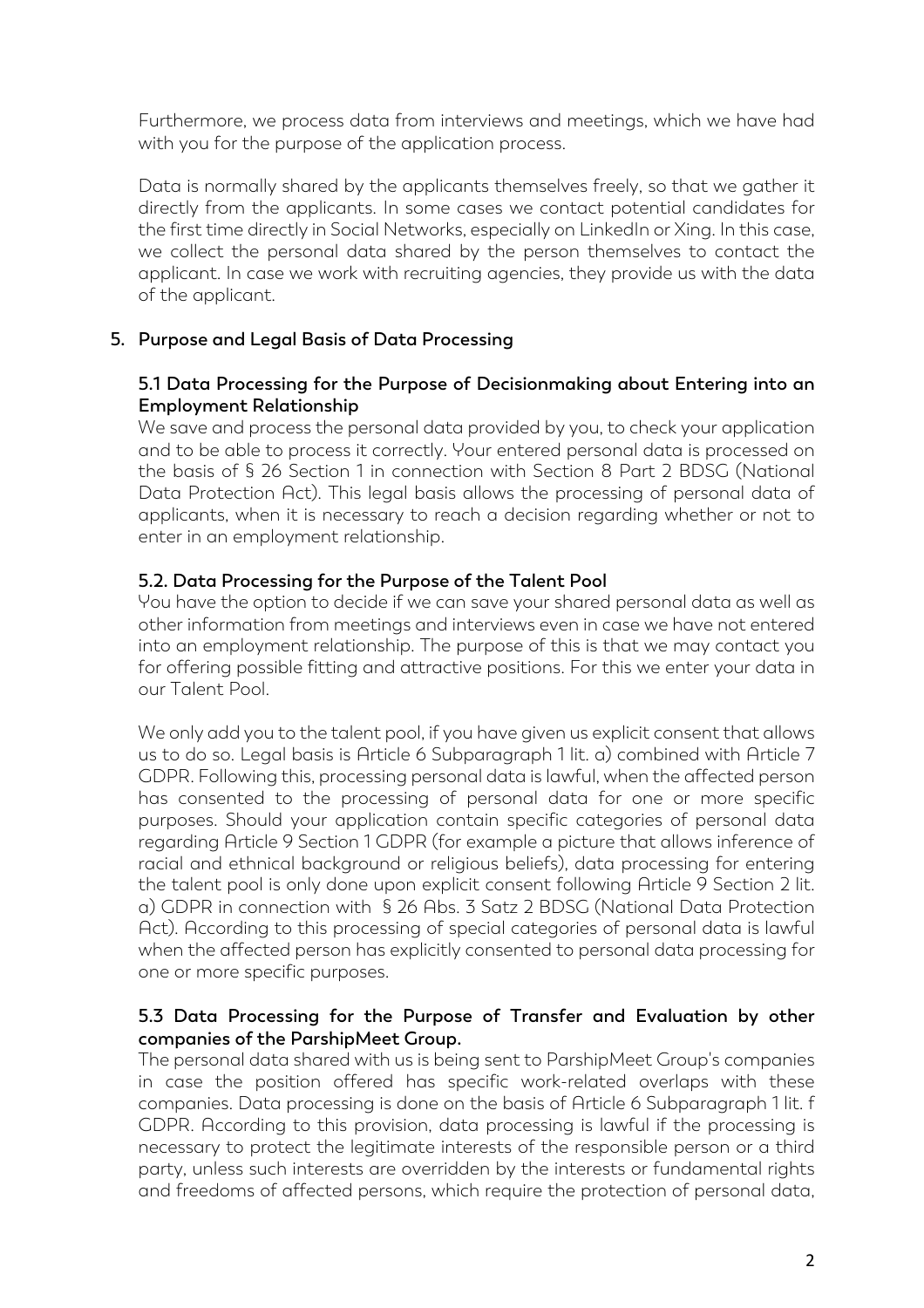Furthermore, we process data from interviews and meetings, which we have had with you for the purpose of the application process.

Data is normally shared by the applicants themselves freely, so that we gather it directly from the applicants. In some cases we contact potential candidates for the first time directly in Social Networks, especially on LinkedIn or Xing. In this case, we collect the personal data shared by the person themselves to contact the applicant. In case we work with recruiting agencies, they provide us with the data of the applicant.

## 5. Purpose and Legal Basis of Data Processing

### 5.1 Data Processing for the Purpose of Decisionmaking about Entering into an Employment Relationship

We save and process the personal data provided by you, to check your application and to be able to process it correctly. Your entered personal data is processed on the basis of § 26 Section 1 in connection with Section 8 Part 2 BDSG (National Data Protection Act). This legal basis allows the processing of personal data of applicants, when it is necessary to reach a decision regarding whether or not to enter in an employment relationship.

### 5.2. Data Processing for the Purpose of the Talent Pool

You have the option to decide if we can save your shared personal data as well as other information from meetings and interviews even in case we have not entered into an employment relationship. The purpose of this is that we may contact you for offering possible fitting and attractive positions. For this we enter your data in our Talent Pool.

We only add you to the talent pool, if you have given us explicit consent that allows us to do so. Legal basis is Article 6 Subparagraph 1 lit. a) combined with Article 7 GDPR. Following this, processing personal data is lawful, when the affected person has consented to the processing of personal data for one or more specific purposes. Should your application contain specific categories of personal data regarding Article 9 Section 1 GDPR (for example a picture that allows inference of racial and ethnical background or religious beliefs), data processing for entering the talent pool is only done upon explicit consent following Article 9 Section 2 lit. a) GDPR in connection with § 26 Abs. 3 Satz 2 BDSG (National Data Protection Act). According to this processing of special categories of personal data is lawful when the affected person has explicitly consented to personal data processing for one or more specific purposes.

### 5.3 Data Processing for the Purpose of Transfer and Evaluation by other companies of the ParshipMeet Group.

The personal data shared with us is being sent to ParshipMeet Group's companies in case the position offered has specific work-related overlaps with these companies. Data processing is done on the basis of Article 6 Subparagraph 1 lit. f GDPR. According to this provision, data processing is lawful if the processing is necessary to protect the legitimate interests of the responsible person or a third party, unless such interests are overridden by the interests or fundamental rights and freedoms of affected persons, which require the protection of personal data,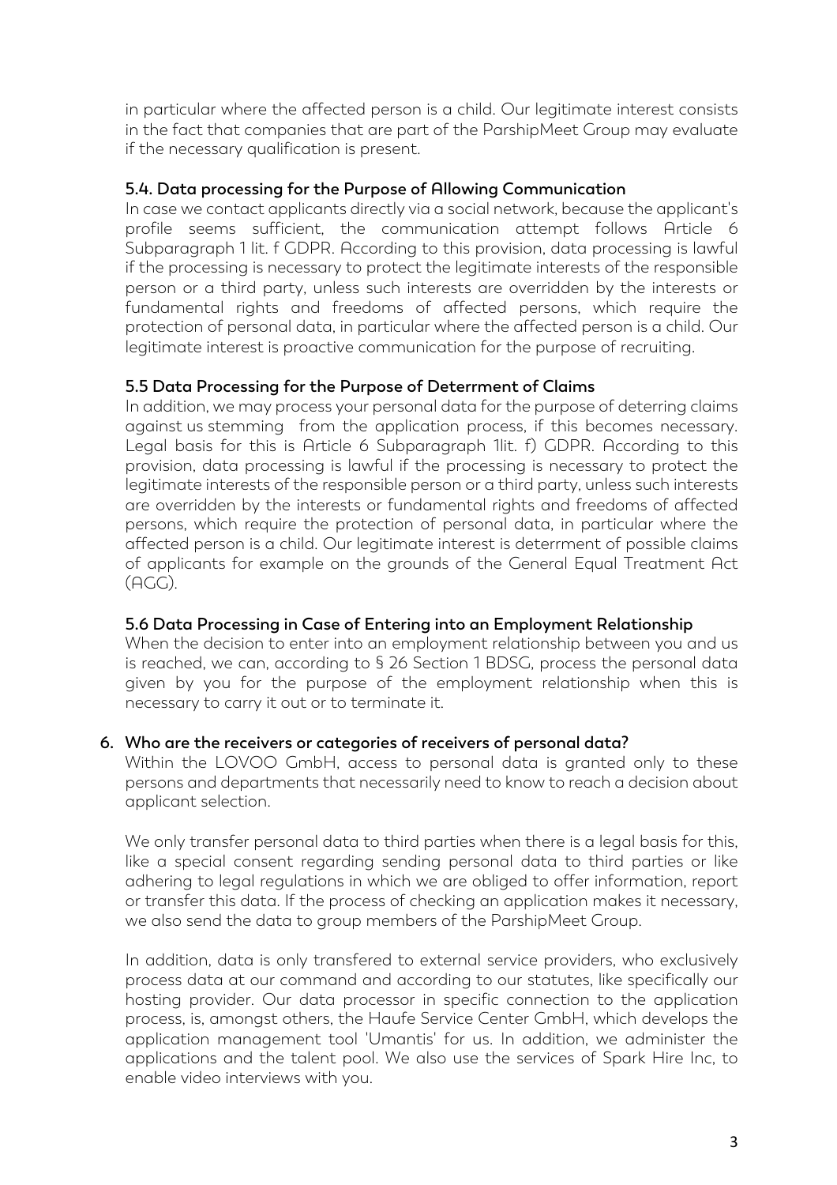in particular where the affected person is a child. Our legitimate interest consists in the fact that companies that are part of the ParshipMeet Group may evaluate if the necessary qualification is present.

### 5.4. Data processing for the Purpose of Allowing Communication

In case we contact applicants directly via a social network, because the applicant's profile seems sufficient, the communication attempt follows Article 6 Subparagraph 1 lit. f GDPR. According to this provision, data processing is lawful if the processing is necessary to protect the legitimate interests of the responsible person or a third party, unless such interests are overridden by the interests or fundamental rights and freedoms of affected persons, which require the protection of personal data, in particular where the affected person is a child. Our legitimate interest is proactive communication for the purpose of recruiting.

### 5.5 Data Processing for the Purpose of Deterrment of Claims

In addition, we may process your personal data for the purpose of deterring claims against us stemming from the application process, if this becomes necessary. Legal basis for this is Article 6 Subparagraph 1lit. f) GDPR. According to this provision, data processing is lawful if the processing is necessary to protect the legitimate interests of the responsible person or a third party, unless such interests are overridden by the interests or fundamental rights and freedoms of affected persons, which require the protection of personal data, in particular where the affected person is a child. Our legitimate interest is deterrment of possible claims of applicants for example on the grounds of the General Equal Treatment Act (AGG).

### 5.6 Data Processing in Case of Entering into an Employment Relationship

When the decision to enter into an employment relationship between you and us is reached, we can, according to § 26 Section 1 BDSG, process the personal data given by you for the purpose of the employment relationship when this is necessary to carry it out or to terminate it.

## 6. Who are the receivers or categories of receivers of personal data?

Within the LOVOO GmbH, access to personal data is granted only to these persons and departments that necessarily need to know to reach a decision about applicant selection.

We only transfer personal data to third parties when there is a legal basis for this, like a special consent regarding sending personal data to third parties or like adhering to legal regulations in which we are obliged to offer information, report or transfer this data. If the process of checking an application makes it necessary, we also send the data to group members of the ParshipMeet Group.

In addition, data is only transfered to external service providers, who exclusively process data at our command and according to our statutes, like specifically our hosting provider. Our data processor in specific connection to the application process, is, amongst others, the Haufe Service Center GmbH, which develops the application management tool 'Umantis' for us. In addition, we administer the applications and the talent pool. We also use the services of Spark Hire Inc, to enable video interviews with you.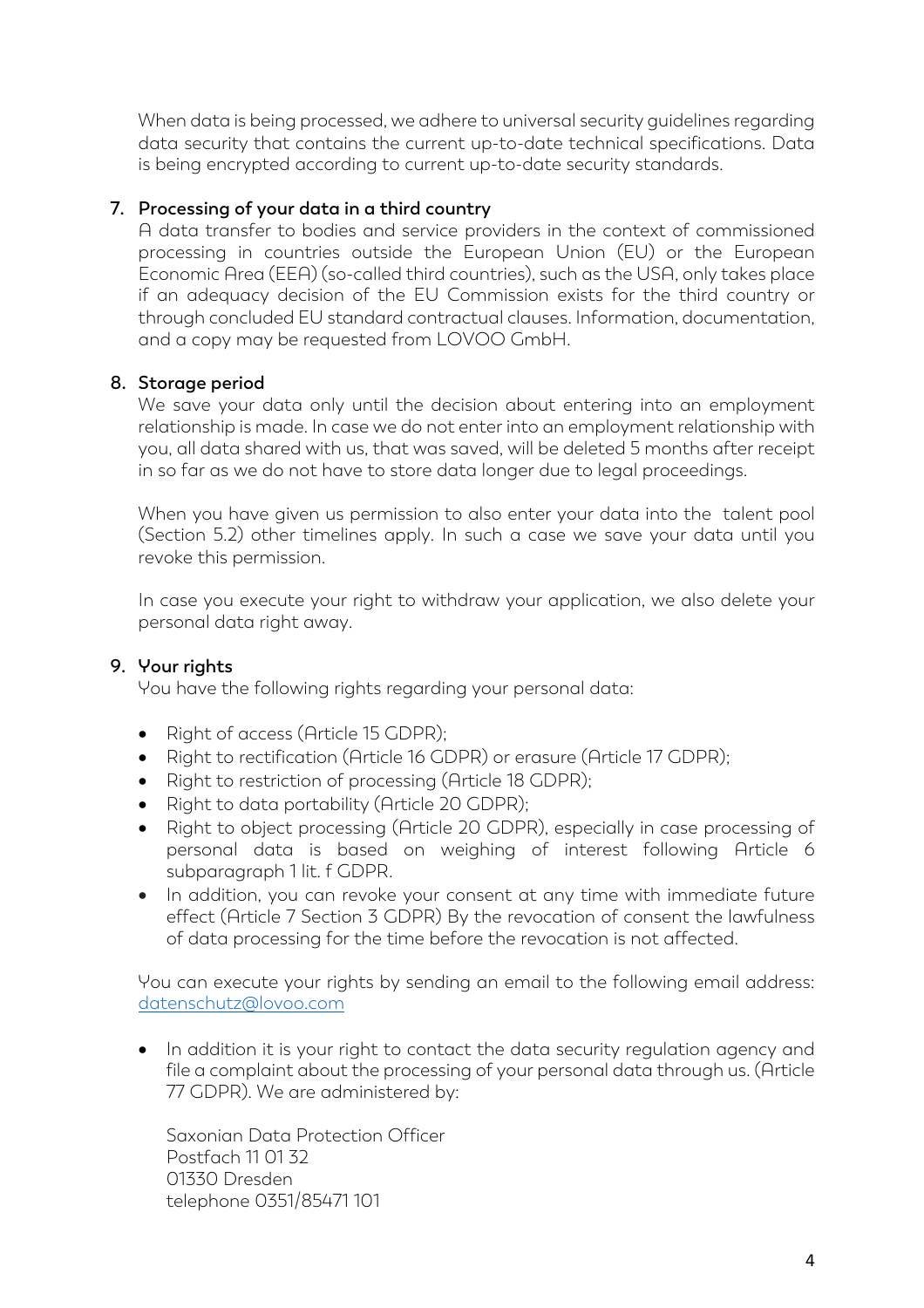When data is being processed, we adhere to universal security guidelines regarding data security that contains the current up-to-date technical specifications. Data is being encrypted according to current up-to-date security standards.

## 7. Processing of your data in a third country

A data transfer to bodies and service providers in the context of commissioned processing in countries outside the European Union (EU) or the European Economic Area (EEA) (so-called third countries), such as the USA, only takes place if an adequacy decision of the EU Commission exists for the third country or through concluded EU standard contractual clauses. Information, documentation, and a copy may be requested from LOVOO GmbH.

## 8. Storage period

We save your data only until the decision about entering into an employment relationship is made. In case we do not enter into an employment relationship with you, all data shared with us, that was saved, will be deleted 5 months after receipt in so far as we do not have to store data longer due to legal proceedings.

When you have given us permission to also enter your data into the talent pool (Section 5.2) other timelines apply. In such a case we save your data until you revoke this permission.

In case you execute your right to withdraw your application, we also delete your personal data right away.

## 9. Your rights

You have the following rights regarding your personal data:

- Right of access (Article 15 GDPR);
- Right to rectification (Article 16 GDPR) or erasure (Article 17 GDPR);
- Right to restriction of processing (Article 18 GDPR);
- Right to data portability (Article 20 GDPR);
- Right to object processing (Article 20 GDPR), especially in case processing of personal data is based on weighing of interest following Article 6 subparagraph 1 lit. f GDPR.
- In addition, you can revoke your consent at any time with immediate future effect (Article 7 Section 3 GDPR) By the revocation of consent the lawfulness of data processing for the time before the revocation is not affected.

You can execute your rights by sending an email to the following email address: datenschutz@lovoo.com

- In addition it is your right to contact the data security regulation agency and file a complaint about the processing of your personal data through us. (Article 77 GDPR). We are administered by:

  Saxonian Data Protection Officer
  Postfach 11 01 32
  01330 Dresden
  telephone 0351/85471 101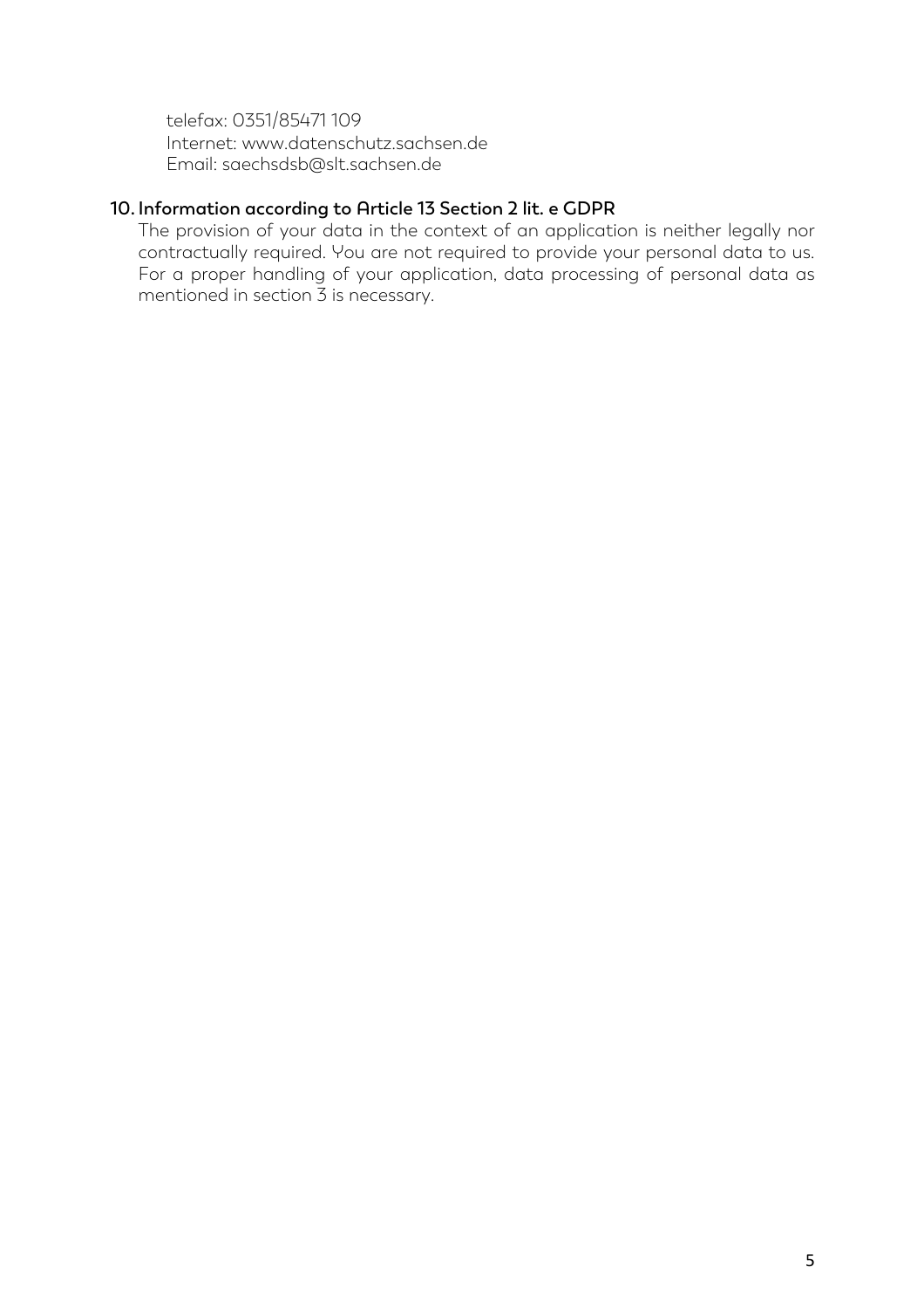telefax: 0351/85471 109
Internet: www.datenschutz.sachsen.de
Email: saechsdsb@slt.sachsen.de

## 10. Information according to Article 13 Section 2 lit. e GDPR

The provision of your data in the context of an application is neither legally nor contractually required. You are not required to provide your personal data to us. For a proper handling of your application, data processing of personal data as mentioned in section 3 is necessary.